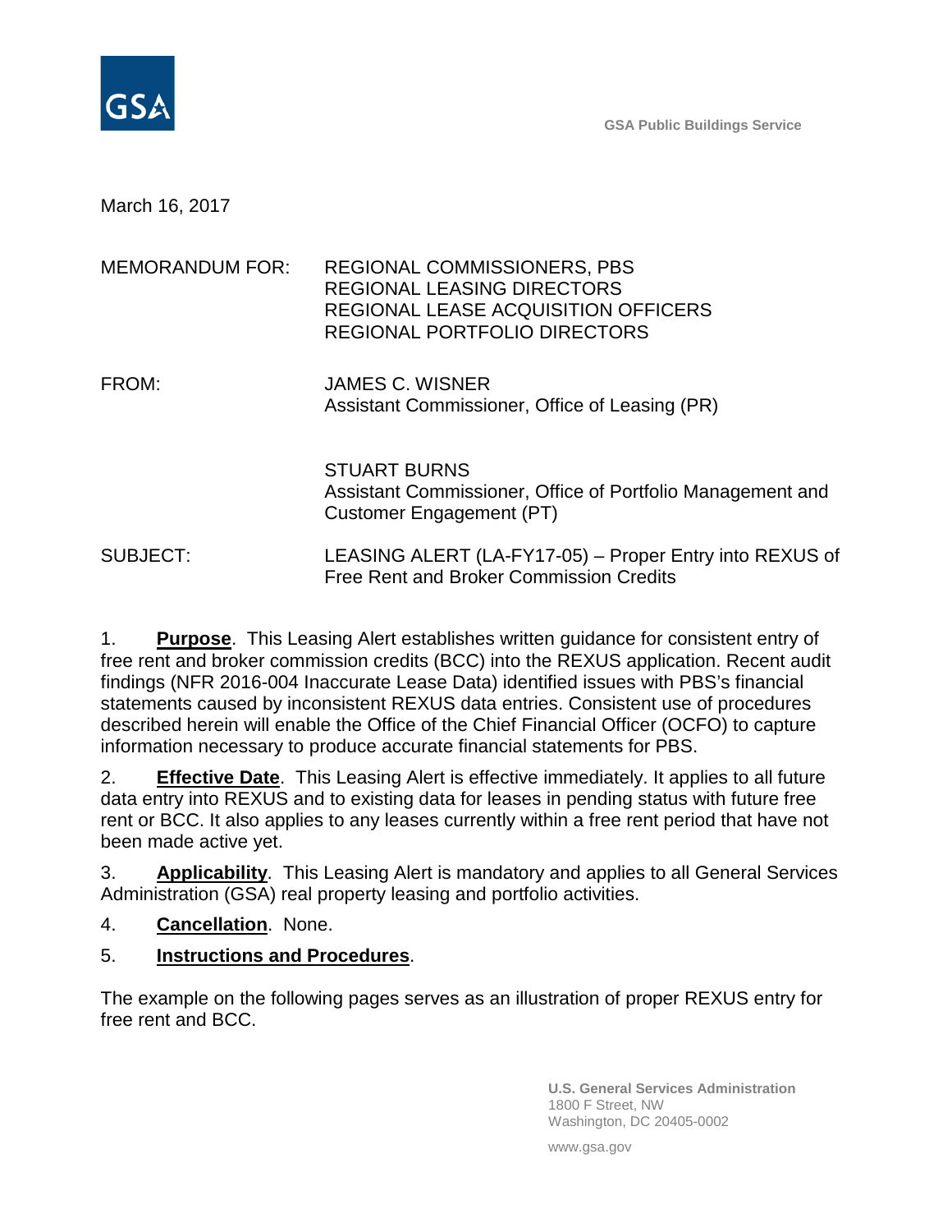GSA Public Buildings Service

March 16, 2017

MEMORANDUM FOR: REGIONAL COMMISSIONERS, PBS
REGIONAL LEASING DIRECTORS
REGIONAL LEASE ACQUISITION OFFICERS
REGIONAL PORTFOLIO DIRECTORS

FROM: JAMES C. WISNER
Assistant Commissioner, Office of Leasing (PR)

STUART BURNS
Assistant Commissioner, Office of Portfolio Management and Customer Engagement (PT)

SUBJECT: LEASING ALERT (LA-FY17-05) – Proper Entry into REXUS of Free Rent and Broker Commission Credits

1. **Purpose**. This Leasing Alert establishes written guidance for consistent entry of free rent and broker commission credits (BCC) into the REXUS application. Recent audit findings (NFR 2016-004 Inaccurate Lease Data) identified issues with PBS's financial statements caused by inconsistent REXUS data entries. Consistent use of procedures described herein will enable the Office of the Chief Financial Officer (OCFO) to capture information necessary to produce accurate financial statements for PBS.

2. **Effective Date**. This Leasing Alert is effective immediately. It applies to all future data entry into REXUS and to existing data for leases in pending status with future free rent or BCC. It also applies to any leases currently within a free rent period that have not been made active yet.

3. **Applicability**. This Leasing Alert is mandatory and applies to all General Services Administration (GSA) real property leasing and portfolio activities.

4. **Cancellation**. None.

5. **Instructions and Procedures**.

The example on the following pages serves as an illustration of proper REXUS entry for free rent and BCC.

U.S. General Services Administration
1800 F Street, NW
Washington, DC 20405-0002

www.gsa.gov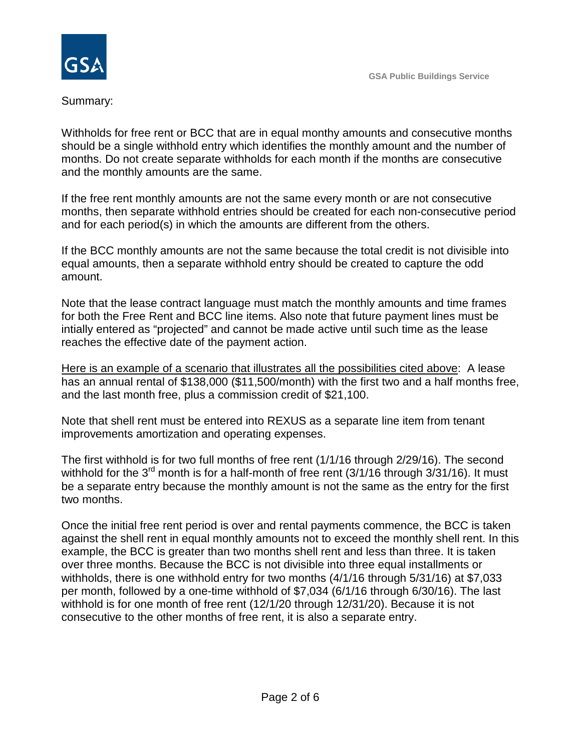Summary:

Withholds for free rent or BCC that are in equal monthy amounts and consecutive months should be a single withhold entry which identifies the monthly amount and the number of months. Do not create separate withholds for each month if the months are consecutive and the monthly amounts are the same.

If the free rent monthly amounts are not the same every month or are not consecutive months, then separate withhold entries should be created for each non-consecutive period and for each period(s) in which the amounts are different from the others.

If the BCC monthly amounts are not the same because the total credit is not divisible into equal amounts, then a separate withhold entry should be created to capture the odd amount.

Note that the lease contract language must match the monthly amounts and time frames for both the Free Rent and BCC line items. Also note that future payment lines must be intially entered as "projected" and cannot be made active until such time as the lease reaches the effective date of the payment action.

Here is an example of a scenario that illustrates all the possibilities cited above: A lease has an annual rental of $138,000 ($11,500/month) with the first two and a half months free, and the last month free, plus a commission credit of $21,100.

Note that shell rent must be entered into REXUS as a separate line item from tenant improvements amortization and operating expenses.

The first withhold is for two full months of free rent (1/1/16 through 2/29/16). The second withhold for the 3rd month is for a half-month of free rent (3/1/16 through 3/31/16). It must be a separate entry because the monthly amount is not the same as the entry for the first two months.

Once the initial free rent period is over and rental payments commence, the BCC is taken against the shell rent in equal monthly amounts not to exceed the monthly shell rent. In this example, the BCC is greater than two months shell rent and less than three. It is taken over three months. Because the BCC is not divisible into three equal installments or withholds, there is one withhold entry for two months (4/1/16 through 5/31/16) at $7,033 per month, followed by a one-time withhold of $7,034 (6/1/16 through 6/30/16). The last withhold is for one month of free rent (12/1/20 through 12/31/20). Because it is not consecutive to the other months of free rent, it is also a separate entry.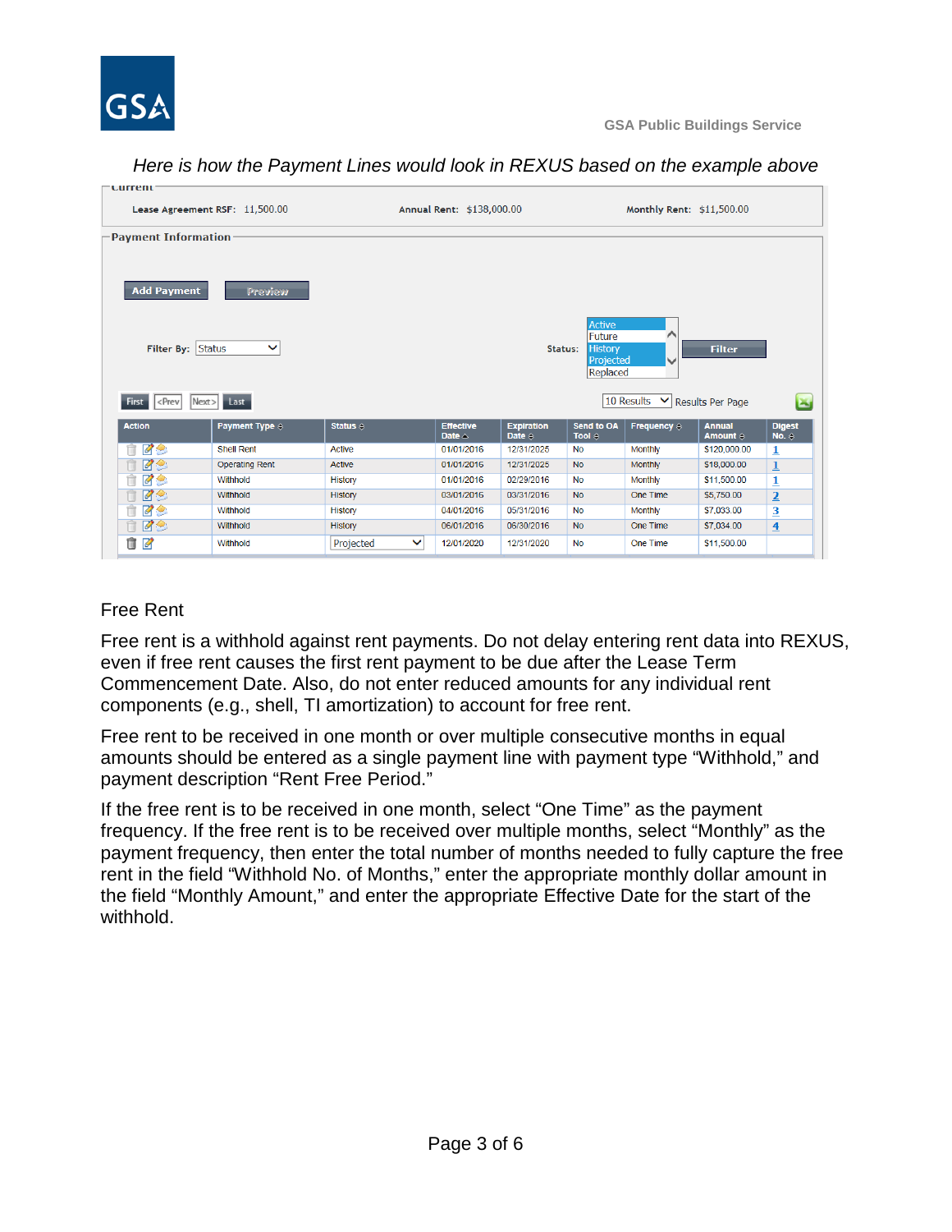*Here is how the Payment Lines would look in REXUS based on the example above*

**Current**

Lease Agreement RSF: 11,500.00 | Annual Rent: $138,000.00 | Monthly Rent: $11,500.00

**Payment Information**

Add Payment | Preview

Filter By: Status | Status: Active, Future, History, Projected, Replaced | Filter

First | <Prev | Next> | Last | 10 Results | Results Per Page

| Action | Payment Type | Status | Effective Date | Expiration Date | Send to OA Tool | Frequency | Annual Amount | Digest No. |
|---|---|---|---|---|---|---|---|---|
| | Shell Rent | Active | 01/01/2016 | 12/31/2025 | No | Monthly | $120,000.00 | 1 |
| | Operating Rent | Active | 01/01/2016 | 12/31/2025 | No | Monthly | $18,000.00 | 1 |
| | Withhold | History | 01/01/2016 | 02/29/2016 | No | Monthly | $11,500.00 | 1 |
| | Withhold | History | 03/01/2016 | 03/31/2016 | No | One Time | $5,750.00 | 2 |
| | Withhold | History | 04/01/2016 | 05/31/2016 | No | Monthly | $7,033.00 | 3 |
| | Withhold | History | 06/01/2016 | 06/30/2016 | No | One Time | $7,034.00 | 4 |
| | Withhold | Projected | 12/01/2020 | 12/31/2020 | No | One Time | $11,500.00 | |

## Free Rent

Free rent is a withhold against rent payments. Do not delay entering rent data into REXUS, even if free rent causes the first rent payment to be due after the Lease Term Commencement Date. Also, do not enter reduced amounts for any individual rent components (e.g., shell, TI amortization) to account for free rent.

Free rent to be received in one month or over multiple consecutive months in equal amounts should be entered as a single payment line with payment type "Withhold," and payment description "Rent Free Period."

If the free rent is to be received in one month, select "One Time" as the payment frequency. If the free rent is to be received over multiple months, select "Monthly" as the payment frequency, then enter the total number of months needed to fully capture the free rent in the field "Withhold No. of Months," enter the appropriate monthly dollar amount in the field "Monthly Amount," and enter the appropriate Effective Date for the start of the withhold.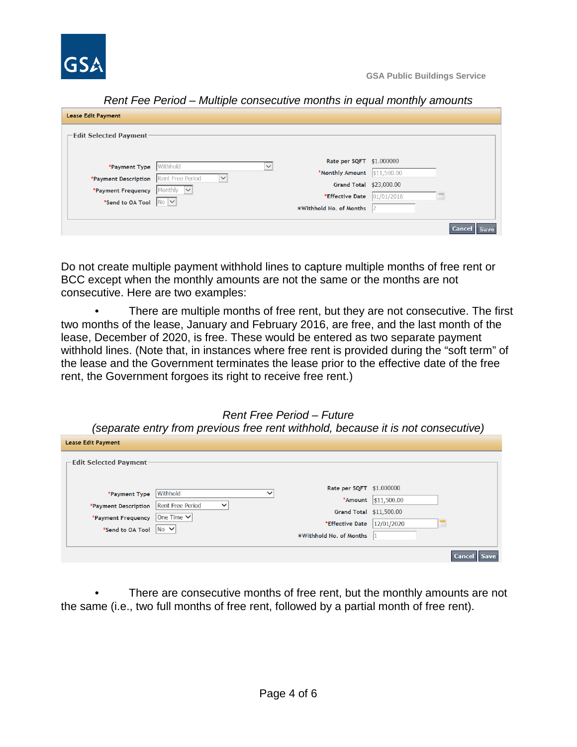*Rent Fee Period – Multiple consecutive months in equal monthly amounts*

**Lease Edit Payment**

Edit Selected Payment

| | | | |
|---|---|---|---|
| *Payment Type | Withhold | Rate per SQFT | $1.000000 |
| *Payment Description | Rent Free Period | *Monthly Amount | $11,500.00 |
| *Payment Frequency | Monthly | Grand Total | $23,000.00 |
| *Send to OA Tool | No | *Effective Date | 01/01/2016 |
| | | *Withhold No. of Months | 2 |

Cancel Save

Do not create multiple payment withhold lines to capture multiple months of free rent or BCC except when the monthly amounts are not the same or the months are not consecutive. Here are two examples:

- There are multiple months of free rent, but they are not consecutive. The first two months of the lease, January and February 2016, are free, and the last month of the lease, December of 2020, is free. These would be entered as two separate payment withhold lines. (Note that, in instances where free rent is provided during the "soft term" of the lease and the Government terminates the lease prior to the effective date of the free rent, the Government forgoes its right to receive free rent.)

*Rent Free Period – Future*
*(separate entry from previous free rent withhold, because it is not consecutive)*

**Lease Edit Payment**

Edit Selected Payment

| | | | |
|---|---|---|---|
| *Payment Type | Withhold | Rate per SQFT | $1.000000 |
| *Payment Description | Rent Free Period | *Amount | $11,500.00 |
| *Payment Frequency | One Time | Grand Total | $11,500.00 |
| *Send to OA Tool | No | *Effective Date | 12/01/2020 |
| | | *Withhold No. of Months | 1 |

Cancel Save

- There are consecutive months of free rent, but the monthly amounts are not the same (i.e., two full months of free rent, followed by a partial month of free rent).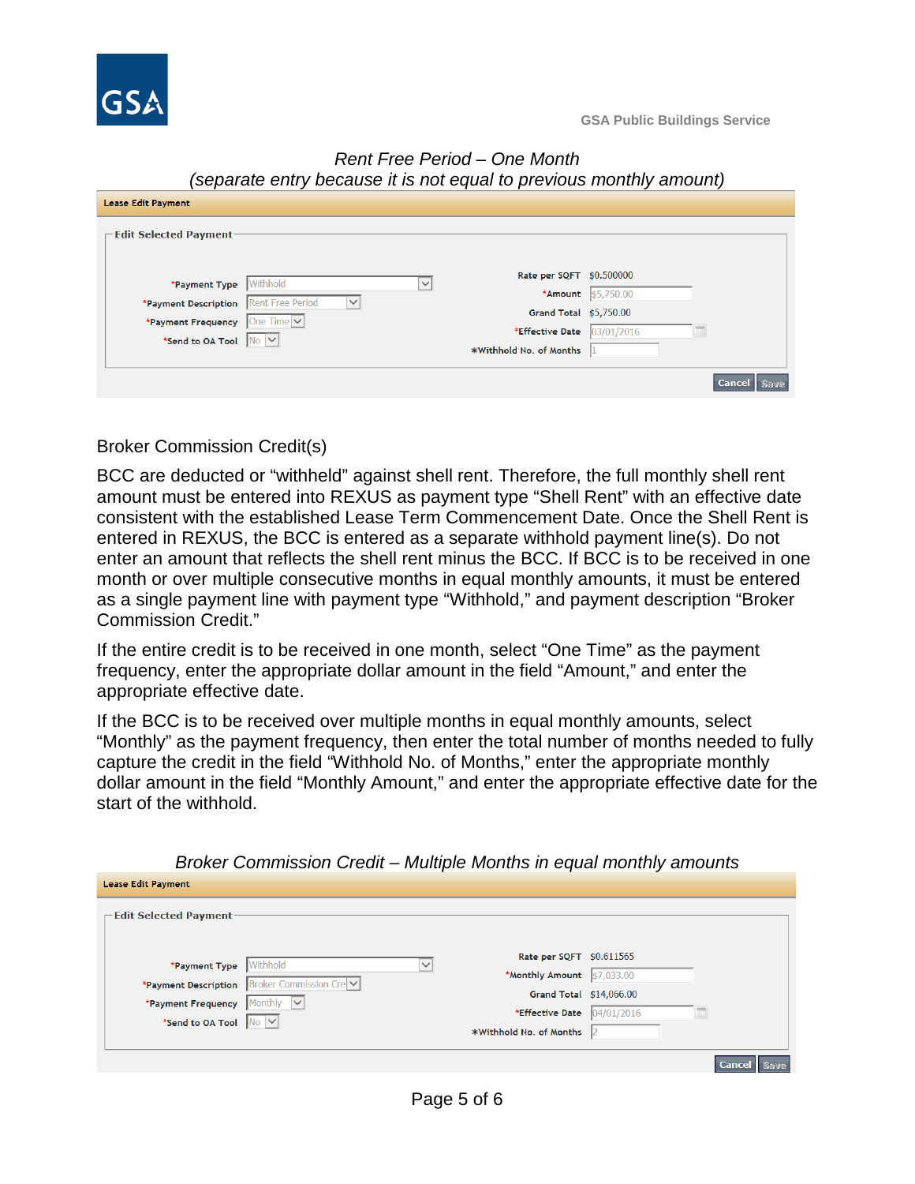*Rent Free Period – One Month*
*(separate entry because it is not equal to previous monthly amount)*

**Lease Edit Payment**

Edit Selected Payment

| | | | |
|---|---|---|---|
| *Payment Type | Withhold | Rate per SQFT | $0.500000 |
| *Payment Description | Rent Free Period | *Amount | $5,750.00 |
| *Payment Frequency | One Time | Grand Total | $5,750.00 |
| *Send to OA Tool | No | *Effective Date | 03/01/2016 |
| | | *Withhold No. of Months | 1 |

Cancel Save

Broker Commission Credit(s)

BCC are deducted or "withheld" against shell rent. Therefore, the full monthly shell rent amount must be entered into REXUS as payment type "Shell Rent" with an effective date consistent with the established Lease Term Commencement Date. Once the Shell Rent is entered in REXUS, the BCC is entered as a separate withhold payment line(s). Do not enter an amount that reflects the shell rent minus the BCC. If BCC is to be received in one month or over multiple consecutive months in equal monthly amounts, it must be entered as a single payment line with payment type "Withhold," and payment description "Broker Commission Credit."

If the entire credit is to be received in one month, select "One Time" as the payment frequency, enter the appropriate dollar amount in the field "Amount," and enter the appropriate effective date.

If the BCC is to be received over multiple months in equal monthly amounts, select "Monthly" as the payment frequency, then enter the total number of months needed to fully capture the credit in the field "Withhold No. of Months," enter the appropriate monthly dollar amount in the field "Monthly Amount," and enter the appropriate effective date for the start of the withhold.

*Broker Commission Credit – Multiple Months in equal monthly amounts*

**Lease Edit Payment**

Edit Selected Payment

| | | | |
|---|---|---|---|
| *Payment Type | Withhold | Rate per SQFT | $0.611565 |
| *Payment Description | Broker Commission Cre | *Monthly Amount | $7,033.00 |
| *Payment Frequency | Monthly | Grand Total | $14,066.00 |
| *Send to OA Tool | No | *Effective Date | 04/01/2016 |
| | | *Withhold No. of Months | 2 |

Cancel Save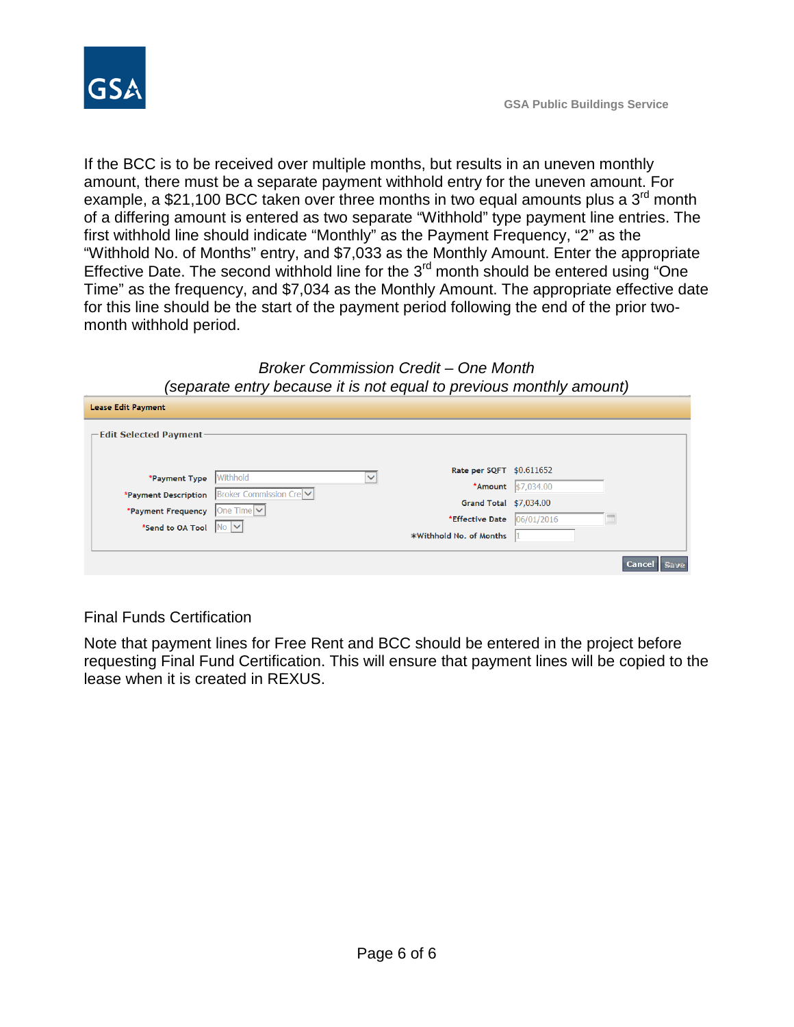If the BCC is to be received over multiple months, but results in an uneven monthly amount, there must be a separate payment withhold entry for the uneven amount. For example, a $21,100 BCC taken over three months in two equal amounts plus a 3rd month of a differing amount is entered as two separate "Withhold" type payment line entries. The first withhold line should indicate "Monthly" as the Payment Frequency, "2" as the "Withhold No. of Months" entry, and $7,033 as the Monthly Amount. Enter the appropriate Effective Date. The second withhold line for the 3rd month should be entered using "One Time" as the frequency, and $7,034 as the Monthly Amount. The appropriate effective date for this line should be the start of the payment period following the end of the prior two-month withhold period.

*Broker Commission Credit – One Month*
*(separate entry because it is not equal to previous monthly amount)*

**Lease Edit Payment**

Edit Selected Payment

| | | | |
|---|---|---|---|
| *Payment Type | Withhold | Rate per SQFT | $0.611652 |
| *Payment Description | Broker Commission Cre | *Amount | $7,034.00 |
| *Payment Frequency | One Time | Grand Total | $7,034.00 |
| *Send to OA Tool | No | *Effective Date | 06/01/2016 |
| | | *Withhold No. of Months | 1 |

Cancel Save

Final Funds Certification

Note that payment lines for Free Rent and BCC should be entered in the project before requesting Final Fund Certification. This will ensure that payment lines will be copied to the lease when it is created in REXUS.